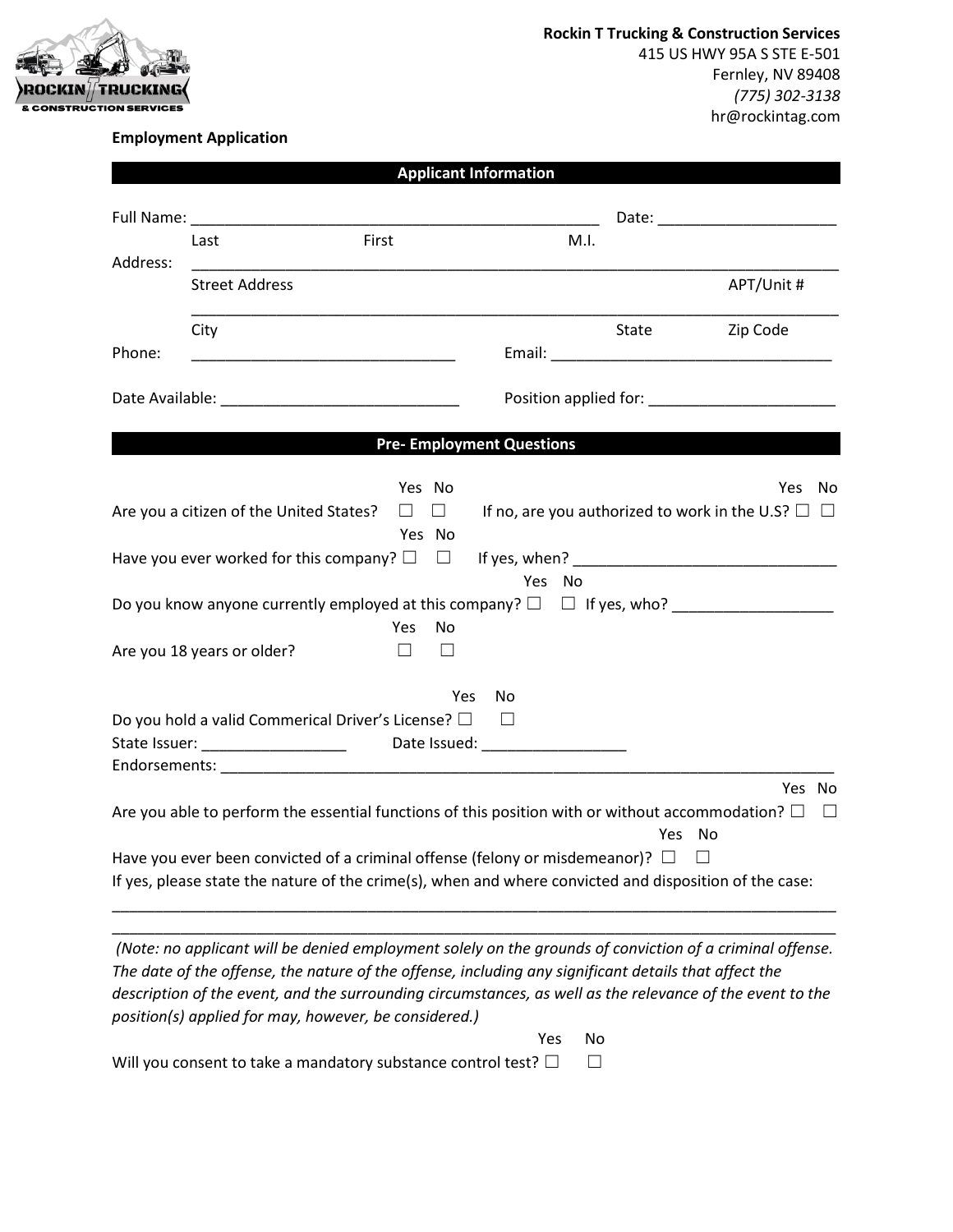**Rockin T Trucking & Construction Services**
415 US HWY 95A S STE E-501
Fernley, NV 89408
*(775) 302-3138*
hr@rockintag.com

**Employment Application**

## Applicant Information

Full Name: ________________________________________________ Date: ____________________
Last First M.I.

Address: ____________________________________________________________________________
Street Address APT/Unit #

____________________________________________________________________________
City State Zip Code

Phone: ______________________________ Email: ________________________________

Date Available: ___________________________ Position applied for: _____________________

## Pre- Employment Questions

Are you a citizen of the United States? Yes ☐ No ☐ If no, are you authorized to work in the U.S? Yes ☐ No ☐

Have you ever worked for this company? Yes ☐ No ☐ If yes, when? ______________________________

Do you know anyone currently employed at this company? Yes ☐ No ☐ If yes, who? __________________

Are you 18 years or older? Yes ☐ No ☐

Do you hold a valid Commerical Driver's License? Yes ☐ No ☐
State Issuer: ________________ Date Issued: ________________
Endorsements: ___________________________________________________________________________

Are you able to perform the essential functions of this position with or without accommodation? Yes ☐ No ☐

Have you ever been convicted of a criminal offense (felony or misdemeanor)? Yes ☐ No ☐
If yes, please state the nature of the crime(s), when and where convicted and disposition of the case:

_____________________________________________________________________________________

_____________________________________________________________________________________

*(Note: no applicant will be denied employment solely on the grounds of conviction of a criminal offense. The date of the offense, the nature of the offense, including any significant details that affect the description of the event, and the surrounding circumstances, as well as the relevance of the event to the position(s) applied for may, however, be considered.)*

Will you consent to take a mandatory substance control test? Yes ☐ No ☐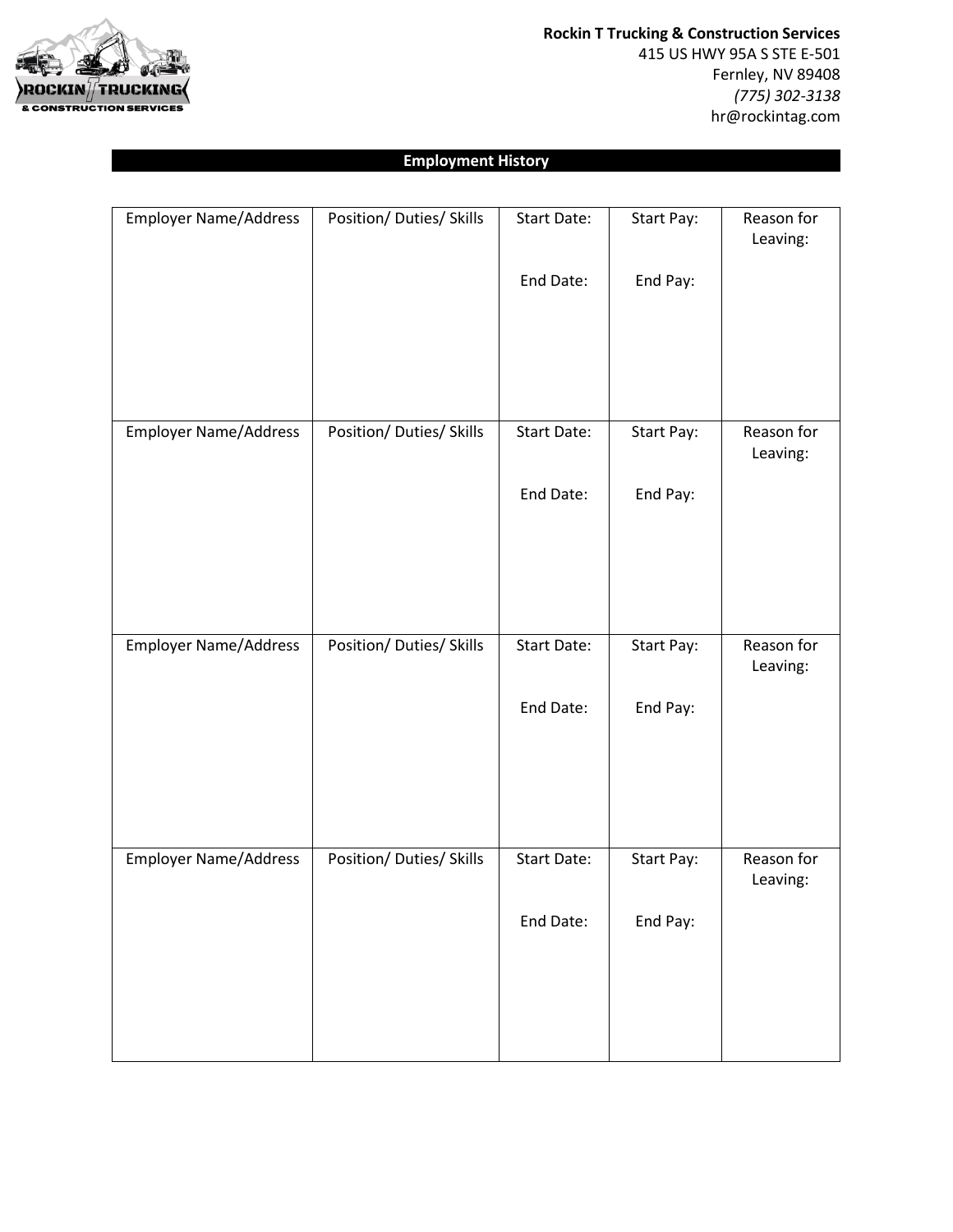**Rockin T Trucking & Construction Services**
415 US HWY 95A S STE E-501
Fernley, NV 89408
*(775) 302-3138*
hr@rockintag.com

## Employment History

| Employer Name/Address | Position/ Duties/ Skills | Start Date:<br><br>End Date: | Start Pay:<br><br>End Pay: | Reason for Leaving: |
|---|---|---|---|---|
| Employer Name/Address | Position/ Duties/ Skills | Start Date:<br><br>End Date: | Start Pay:<br><br>End Pay: | Reason for Leaving: |
| Employer Name/Address | Position/ Duties/ Skills | Start Date:<br><br>End Date: | Start Pay:<br><br>End Pay: | Reason for Leaving: |
| Employer Name/Address | Position/ Duties/ Skills | Start Date:<br><br>End Date: | Start Pay:<br><br>End Pay: | Reason for Leaving: |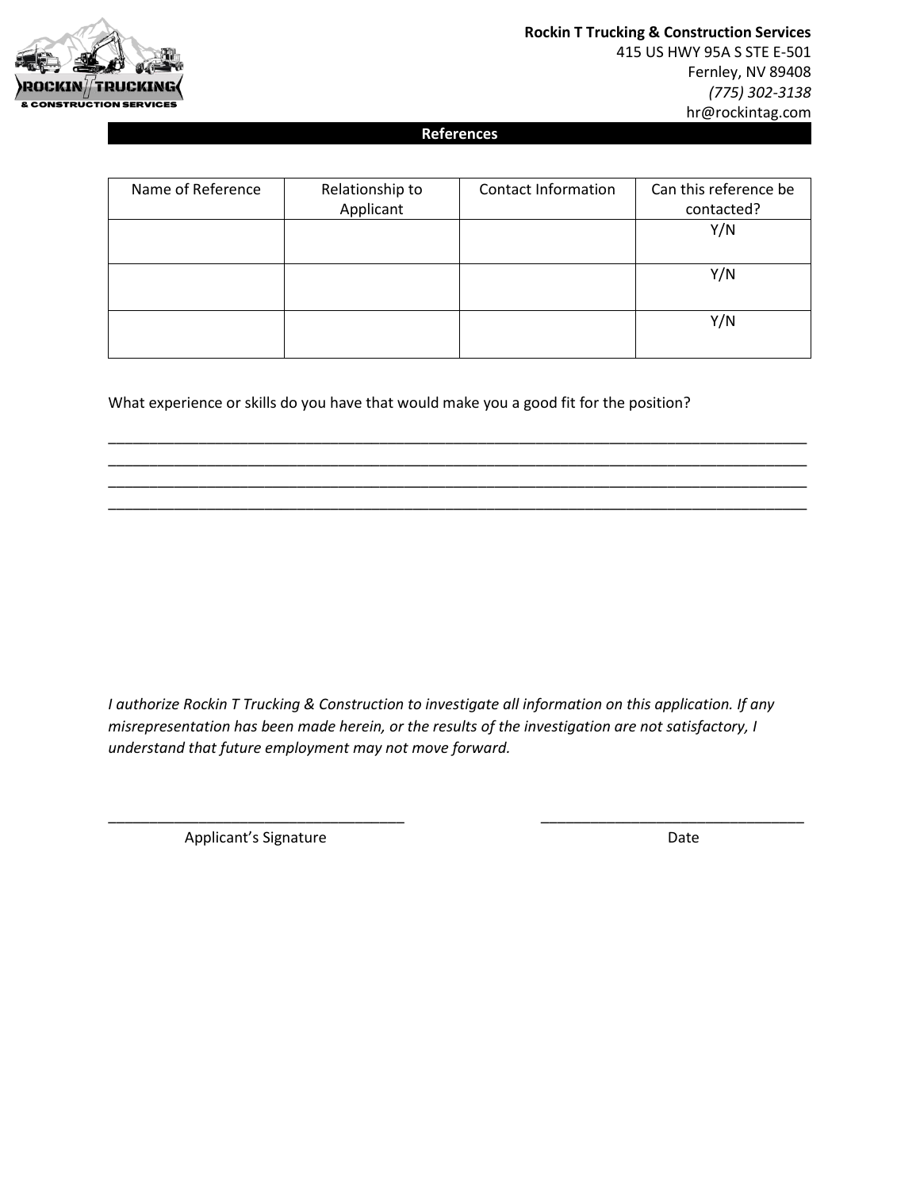**Rockin T Trucking & Construction Services**
415 US HWY 95A S STE E-501
Fernley, NV 89408
*(775) 302-3138*
hr@rockintag.com

## References

| Name of Reference | Relationship to Applicant | Contact Information | Can this reference be contacted? |
|---|---|---|---|
| | | | Y/N |
| | | | Y/N |
| | | | Y/N |

What experience or skills do you have that would make you a good fit for the position?

______________________________________________________________________________________
______________________________________________________________________________________
______________________________________________________________________________________
______________________________________________________________________________________

*I authorize Rockin T Trucking & Construction to investigate all information on this application. If any misrepresentation has been made herein, or the results of the investigation are not satisfactory, I understand that future employment may not move forward.*

___________________________________ Applicant's Signature

_______________________________ Date